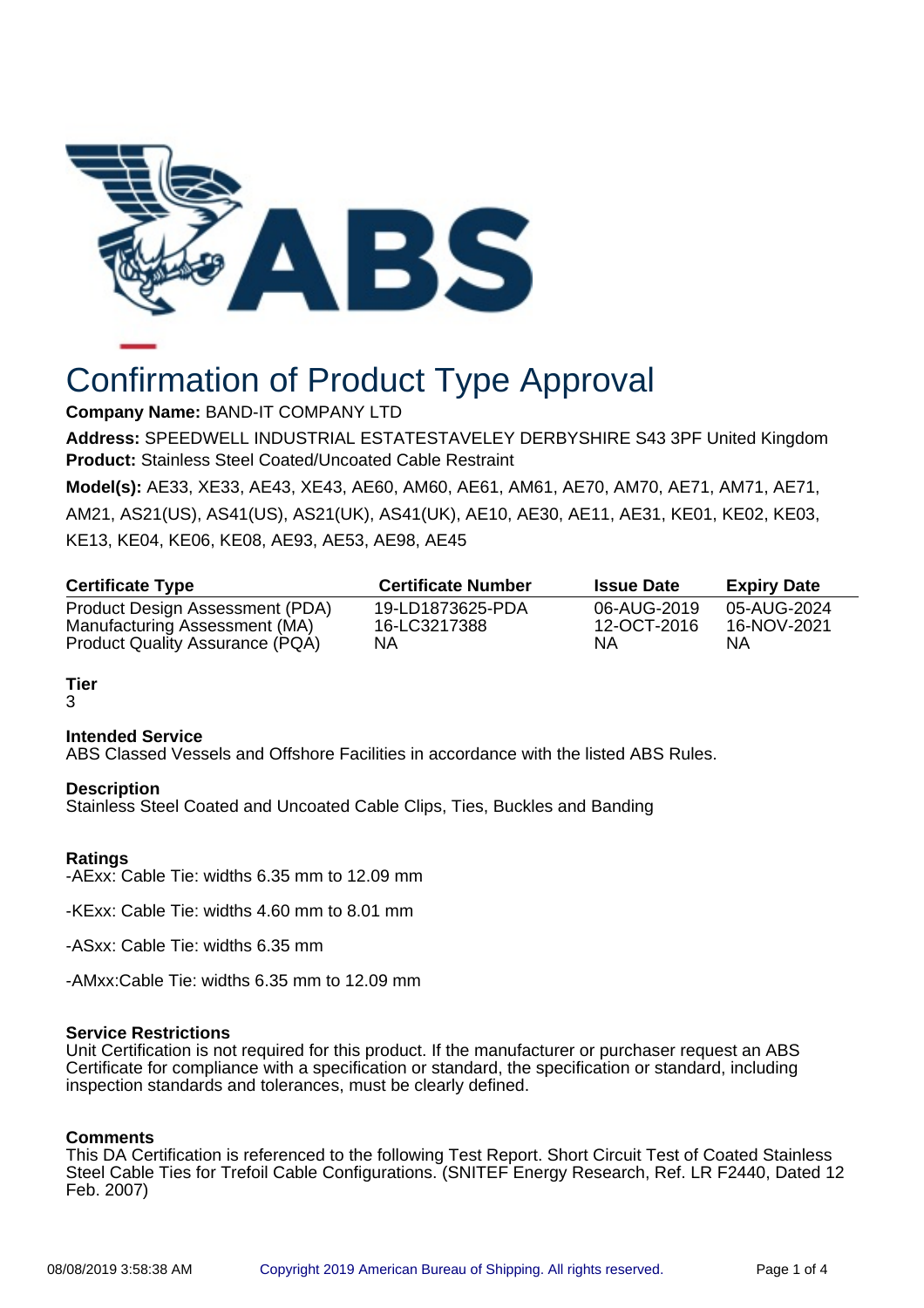# Confirmation of Product Type Approval

**Company Name:** BAND-IT COMPANY LTD

**Address:** SPEEDWELL INDUSTRIAL ESTATESTAVELEY DERBYSHIRE S43 3PF United Kingdom

**Product:** Stainless Steel Coated/Uncoated Cable Restraint

**Model(s):** AE33, XE33, AE43, XE43, AE60, AM60, AE61, AM61, AE70, AM70, AE71, AM71, AE71, AM21, AS21(US), AS41(US), AS21(UK), AS41(UK), AE10, AE30, AE11, AE31, KE01, KE02, KE03, KE13, KE04, KE06, KE08, AE93, AE53, AE98, AE45

| Certificate Type | Certificate Number | Issue Date | Expiry Date |
|---|---|---|---|
| Product Design Assessment (PDA) | 19-LD1873625-PDA | 06-AUG-2019 | 05-AUG-2024 |
| Manufacturing Assessment (MA) | 16-LC3217388 | 12-OCT-2016 | 16-NOV-2021 |
| Product Quality Assurance (PQA) | NA | NA | NA |

**Tier**

3

**Intended Service**

ABS Classed Vessels and Offshore Facilities in accordance with the listed ABS Rules.

**Description**

Stainless Steel Coated and Uncoated Cable Clips, Ties, Buckles and Banding

**Ratings**

-AExx: Cable Tie: widths 6.35 mm to 12.09 mm

-KExx: Cable Tie: widths 4.60 mm to 8.01 mm

-ASxx: Cable Tie: widths 6.35 mm

-AMxx:Cable Tie: widths 6.35 mm to 12.09 mm

**Service Restrictions**

Unit Certification is not required for this product. If the manufacturer or purchaser request an ABS Certificate for compliance with a specification or standard, the specification or standard, including inspection standards and tolerances, must be clearly defined.

**Comments**

This DA Certification is referenced to the following Test Report. Short Circuit Test of Coated Stainless Steel Cable Ties for Trefoil Cable Configurations. (SNITEF Energy Research, Ref. LR F2440, Dated 12 Feb. 2007)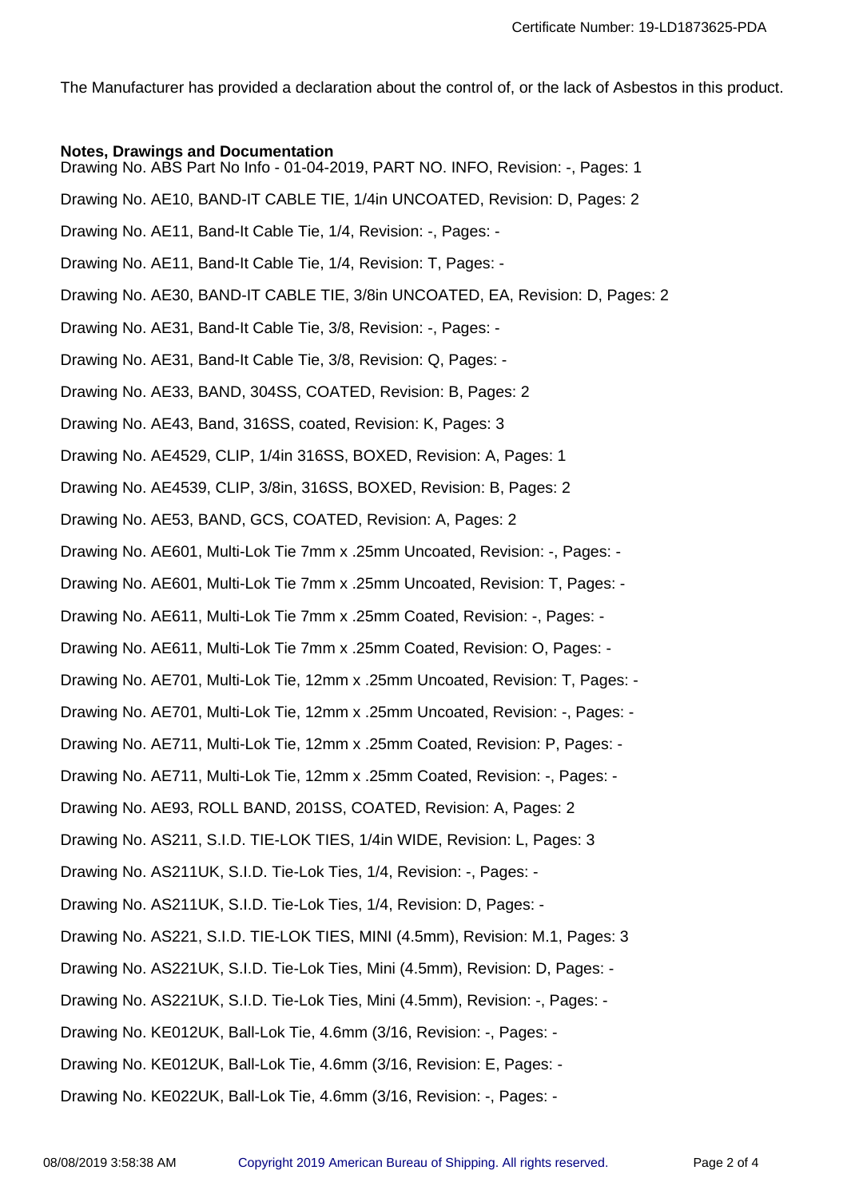The Manufacturer has provided a declaration about the control of, or the lack of Asbestos in this product.

**Notes, Drawings and Documentation**

Drawing No. ABS Part No Info - 01-04-2019, PART NO. INFO, Revision: -, Pages: 1

Drawing No. AE10, BAND-IT CABLE TIE, 1/4in UNCOATED, Revision: D, Pages: 2

Drawing No. AE11, Band-It Cable Tie, 1/4, Revision: -, Pages: -

Drawing No. AE11, Band-It Cable Tie, 1/4, Revision: T, Pages: -

Drawing No. AE30, BAND-IT CABLE TIE, 3/8in UNCOATED, EA, Revision: D, Pages: 2

Drawing No. AE31, Band-It Cable Tie, 3/8, Revision: -, Pages: -

Drawing No. AE31, Band-It Cable Tie, 3/8, Revision: Q, Pages: -

Drawing No. AE33, BAND, 304SS, COATED, Revision: B, Pages: 2

Drawing No. AE43, Band, 316SS, coated, Revision: K, Pages: 3

Drawing No. AE4529, CLIP, 1/4in 316SS, BOXED, Revision: A, Pages: 1

Drawing No. AE4539, CLIP, 3/8in, 316SS, BOXED, Revision: B, Pages: 2

Drawing No. AE53, BAND, GCS, COATED, Revision: A, Pages: 2

Drawing No. AE601, Multi-Lok Tie 7mm x .25mm Uncoated, Revision: -, Pages: -

Drawing No. AE601, Multi-Lok Tie 7mm x .25mm Uncoated, Revision: T, Pages: -

Drawing No. AE611, Multi-Lok Tie 7mm x .25mm Coated, Revision: -, Pages: -

Drawing No. AE611, Multi-Lok Tie 7mm x .25mm Coated, Revision: O, Pages: -

Drawing No. AE701, Multi-Lok Tie, 12mm x .25mm Uncoated, Revision: T, Pages: -

Drawing No. AE701, Multi-Lok Tie, 12mm x .25mm Uncoated, Revision: -, Pages: -

Drawing No. AE711, Multi-Lok Tie, 12mm x .25mm Coated, Revision: P, Pages: -

Drawing No. AE711, Multi-Lok Tie, 12mm x .25mm Coated, Revision: -, Pages: -

Drawing No. AE93, ROLL BAND, 201SS, COATED, Revision: A, Pages: 2

Drawing No. AS211, S.I.D. TIE-LOK TIES, 1/4in WIDE, Revision: L, Pages: 3

Drawing No. AS211UK, S.I.D. Tie-Lok Ties, 1/4, Revision: -, Pages: -

Drawing No. AS211UK, S.I.D. Tie-Lok Ties, 1/4, Revision: D, Pages: -

Drawing No. AS221, S.I.D. TIE-LOK TIES, MINI (4.5mm), Revision: M.1, Pages: 3

Drawing No. AS221UK, S.I.D. Tie-Lok Ties, Mini (4.5mm), Revision: D, Pages: -

Drawing No. AS221UK, S.I.D. Tie-Lok Ties, Mini (4.5mm), Revision: -, Pages: -

Drawing No. KE012UK, Ball-Lok Tie, 4.6mm (3/16, Revision: -, Pages: -

Drawing No. KE012UK, Ball-Lok Tie, 4.6mm (3/16, Revision: E, Pages: -

Drawing No. KE022UK, Ball-Lok Tie, 4.6mm (3/16, Revision: -, Pages: -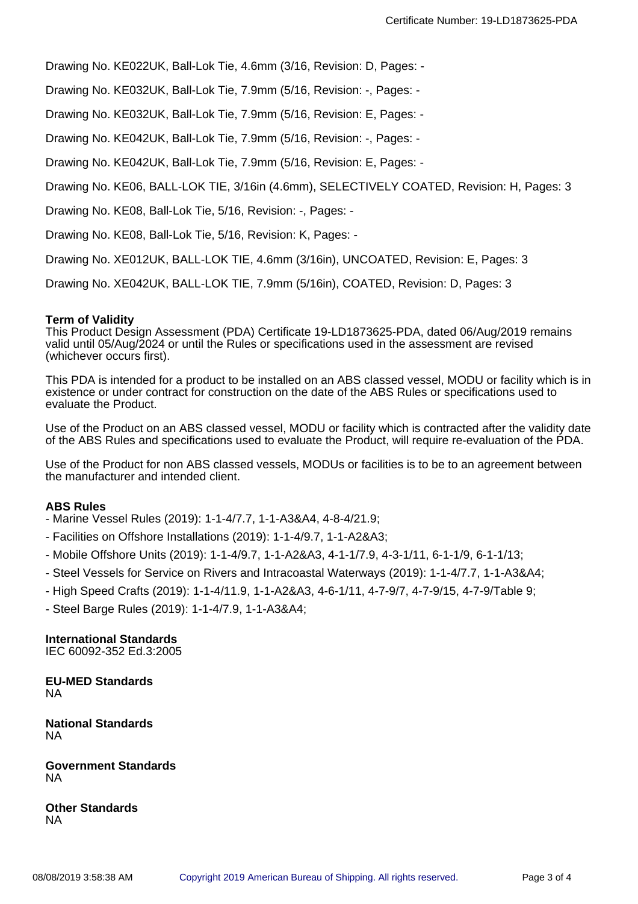Drawing No. KE022UK, Ball-Lok Tie, 4.6mm (3/16, Revision: D, Pages: -

Drawing No. KE032UK, Ball-Lok Tie, 7.9mm (5/16, Revision: -, Pages: -

Drawing No. KE032UK, Ball-Lok Tie, 7.9mm (5/16, Revision: E, Pages: -

Drawing No. KE042UK, Ball-Lok Tie, 7.9mm (5/16, Revision: -, Pages: -

Drawing No. KE042UK, Ball-Lok Tie, 7.9mm (5/16, Revision: E, Pages: -

Drawing No. KE06, BALL-LOK TIE, 3/16in (4.6mm), SELECTIVELY COATED, Revision: H, Pages: 3

Drawing No. KE08, Ball-Lok Tie, 5/16, Revision: -, Pages: -

Drawing No. KE08, Ball-Lok Tie, 5/16, Revision: K, Pages: -

Drawing No. XE012UK, BALL-LOK TIE, 4.6mm (3/16in), UNCOATED, Revision: E, Pages: 3

Drawing No. XE042UK, BALL-LOK TIE, 7.9mm (5/16in), COATED, Revision: D, Pages: 3

**Term of Validity**

This Product Design Assessment (PDA) Certificate 19-LD1873625-PDA, dated 06/Aug/2019 remains valid until 05/Aug/2024 or until the Rules or specifications used in the assessment are revised (whichever occurs first).

This PDA is intended for a product to be installed on an ABS classed vessel, MODU or facility which is in existence or under contract for construction on the date of the ABS Rules or specifications used to evaluate the Product.

Use of the Product on an ABS classed vessel, MODU or facility which is contracted after the validity date of the ABS Rules and specifications used to evaluate the Product, will require re-evaluation of the PDA.

Use of the Product for non ABS classed vessels, MODUs or facilities is to be to an agreement between the manufacturer and intended client.

**ABS Rules**

- Marine Vessel Rules (2019): 1-1-4/7.7, 1-1-A3&A4, 4-8-4/21.9;
- Facilities on Offshore Installations (2019): 1-1-4/9.7, 1-1-A2&A3;
- Mobile Offshore Units (2019): 1-1-4/9.7, 1-1-A2&A3, 4-1-1/7.9, 4-3-1/11, 6-1-1/9, 6-1-1/13;
- Steel Vessels for Service on Rivers and Intracoastal Waterways (2019): 1-1-4/7.7, 1-1-A3&A4;
- High Speed Crafts (2019): 1-1-4/11.9, 1-1-A2&A3, 4-6-1/11, 4-7-9/7, 4-7-9/15, 4-7-9/Table 9;
- Steel Barge Rules (2019): 1-1-4/7.9, 1-1-A3&A4;

**International Standards**

IEC 60092-352 Ed.3:2005

**EU-MED Standards**

NA

**National Standards**

NA

**Government Standards**

NA

**Other Standards**

NA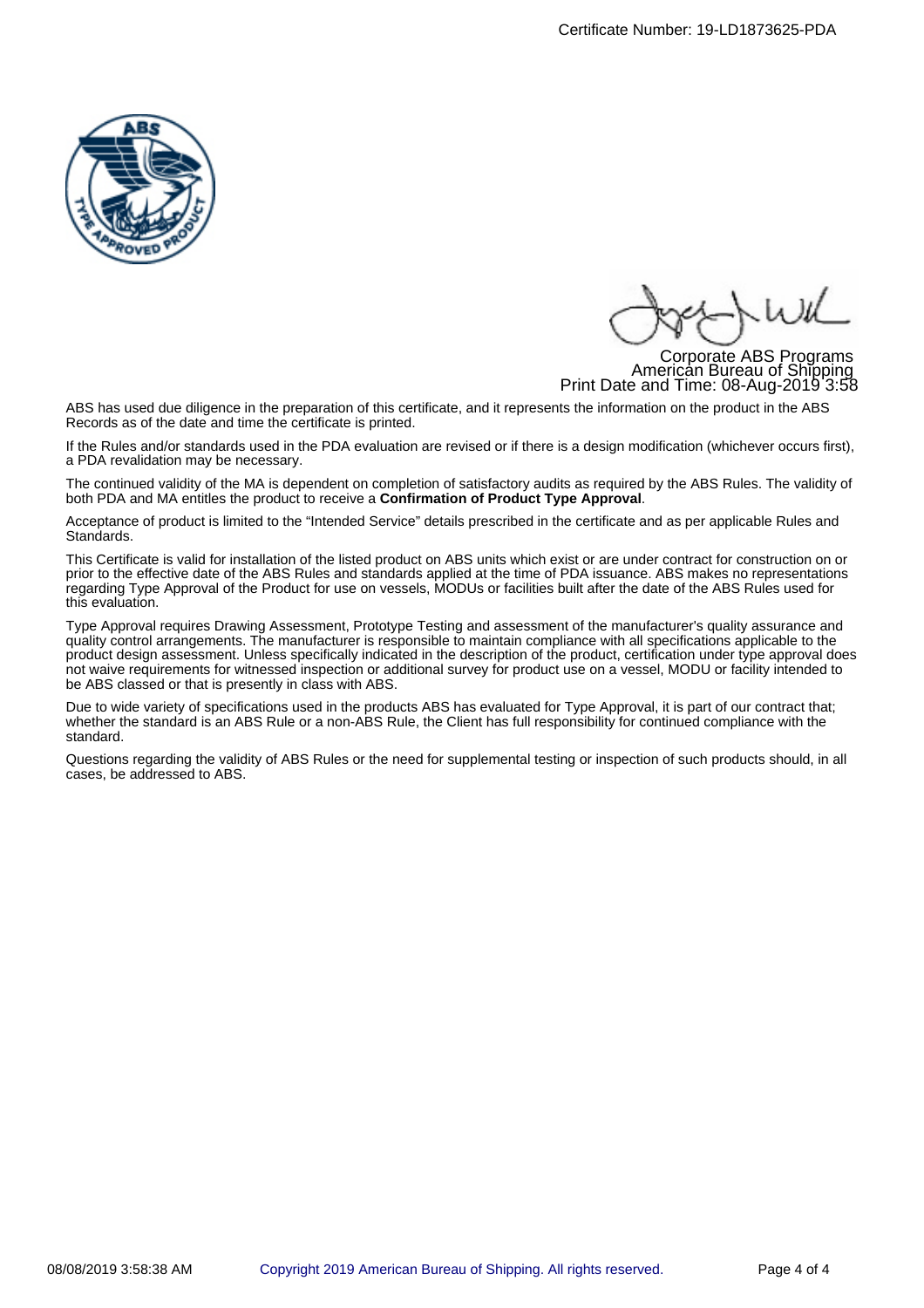Certificate Number: 19-LD1873625-PDA

Corporate ABS Programs
American Bureau of Shipping
Print Date and Time: 08-Aug-2019 3:58

ABS has used due diligence in the preparation of this certificate, and it represents the information on the product in the ABS Records as of the date and time the certificate is printed.

If the Rules and/or standards used in the PDA evaluation are revised or if there is a design modification (whichever occurs first), a PDA revalidation may be necessary.

The continued validity of the MA is dependent on completion of satisfactory audits as required by the ABS Rules. The validity of both PDA and MA entitles the product to receive a **Confirmation of Product Type Approval**.

Acceptance of product is limited to the "Intended Service" details prescribed in the certificate and as per applicable Rules and Standards.

This Certificate is valid for installation of the listed product on ABS units which exist or are under contract for construction on or prior to the effective date of the ABS Rules and standards applied at the time of PDA issuance. ABS makes no representations regarding Type Approval of the Product for use on vessels, MODUs or facilities built after the date of the ABS Rules used for this evaluation.

Type Approval requires Drawing Assessment, Prototype Testing and assessment of the manufacturer's quality assurance and quality control arrangements. The manufacturer is responsible to maintain compliance with all specifications applicable to the product design assessment. Unless specifically indicated in the description of the product, certification under type approval does not waive requirements for witnessed inspection or additional survey for product use on a vessel, MODU or facility intended to be ABS classed or that is presently in class with ABS.

Due to wide variety of specifications used in the products ABS has evaluated for Type Approval, it is part of our contract that; whether the standard is an ABS Rule or a non-ABS Rule, the Client has full responsibility for continued compliance with the standard.

Questions regarding the validity of ABS Rules or the need for supplemental testing or inspection of such products should, in all cases, be addressed to ABS.

08/08/2019 3:58:38 AM Copyright 2019 American Bureau of Shipping. All rights reserved.